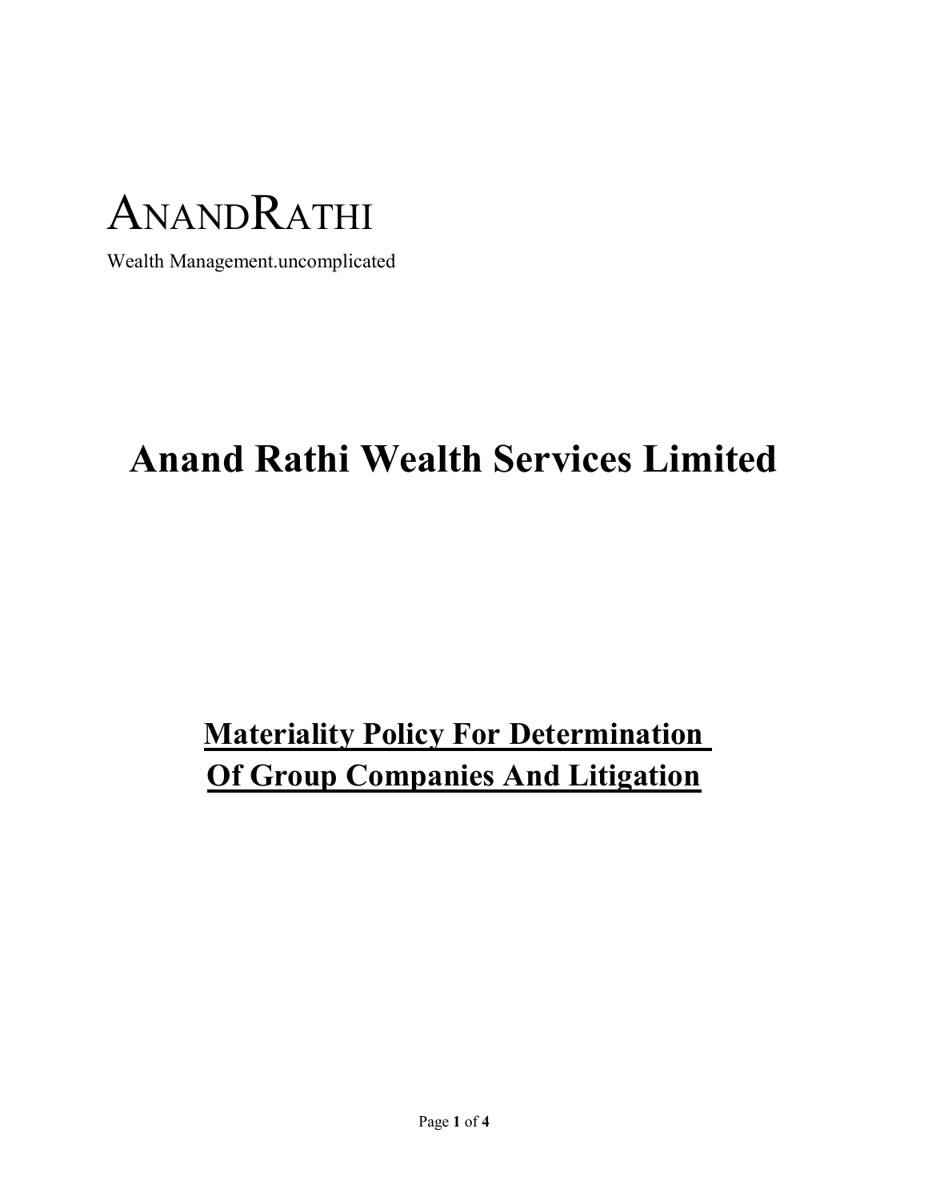ANANDRATHI

Wealth Management.uncomplicated

# Anand Rathi Wealth Services Limited

## Materiality Policy For Determination Of Group Companies And Litigation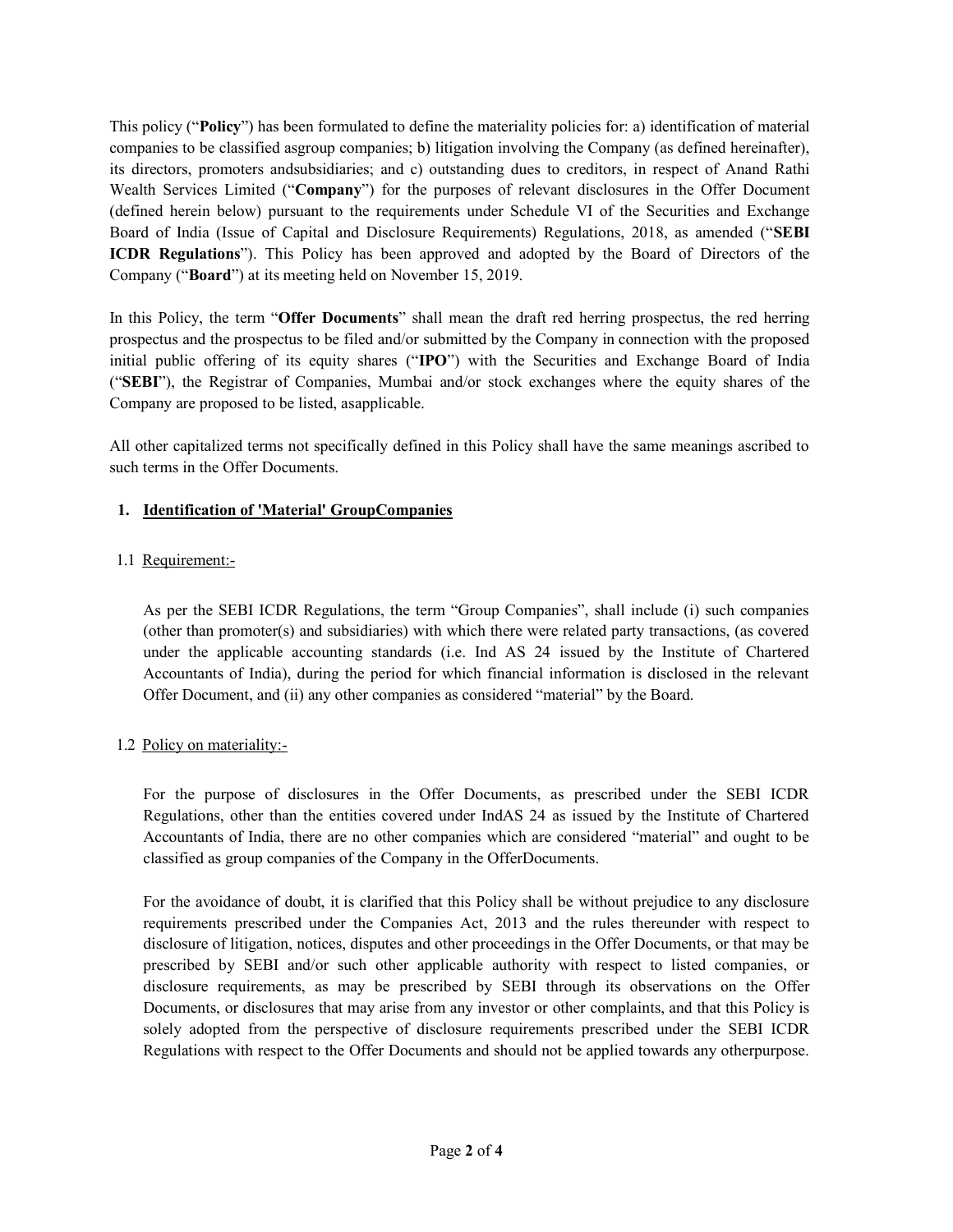This policy ("**Policy**") has been formulated to define the materiality policies for: a) identification of material companies to be classified asgroup companies; b) litigation involving the Company (as defined hereinafter), its directors, promoters andsubsidiaries; and c) outstanding dues to creditors, in respect of Anand Rathi Wealth Services Limited ("**Company**") for the purposes of relevant disclosures in the Offer Document (defined herein below) pursuant to the requirements under Schedule VI of the Securities and Exchange Board of India (Issue of Capital and Disclosure Requirements) Regulations, 2018, as amended ("**SEBI ICDR Regulations**"). This Policy has been approved and adopted by the Board of Directors of the Company ("**Board**") at its meeting held on November 15, 2019.

In this Policy, the term "**Offer Documents**" shall mean the draft red herring prospectus, the red herring prospectus and the prospectus to be filed and/or submitted by the Company in connection with the proposed initial public offering of its equity shares ("**IPO**") with the Securities and Exchange Board of India ("**SEBI**"), the Registrar of Companies, Mumbai and/or stock exchanges where the equity shares of the Company are proposed to be listed, asapplicable.

All other capitalized terms not specifically defined in this Policy shall have the same meanings ascribed to such terms in the Offer Documents.

## 1. Identification of 'Material' GroupCompanies

### 1.1 Requirement:-

As per the SEBI ICDR Regulations, the term "Group Companies", shall include (i) such companies (other than promoter(s) and subsidiaries) with which there were related party transactions, (as covered under the applicable accounting standards (i.e. Ind AS 24 issued by the Institute of Chartered Accountants of India), during the period for which financial information is disclosed in the relevant Offer Document, and (ii) any other companies as considered "material" by the Board.

### 1.2 Policy on materiality:-

For the purpose of disclosures in the Offer Documents, as prescribed under the SEBI ICDR Regulations, other than the entities covered under IndAS 24 as issued by the Institute of Chartered Accountants of India, there are no other companies which are considered "material" and ought to be classified as group companies of the Company in the OfferDocuments.

For the avoidance of doubt, it is clarified that this Policy shall be without prejudice to any disclosure requirements prescribed under the Companies Act, 2013 and the rules thereunder with respect to disclosure of litigation, notices, disputes and other proceedings in the Offer Documents, or that may be prescribed by SEBI and/or such other applicable authority with respect to listed companies, or disclosure requirements, as may be prescribed by SEBI through its observations on the Offer Documents, or disclosures that may arise from any investor or other complaints, and that this Policy is solely adopted from the perspective of disclosure requirements prescribed under the SEBI ICDR Regulations with respect to the Offer Documents and should not be applied towards any otherpurpose.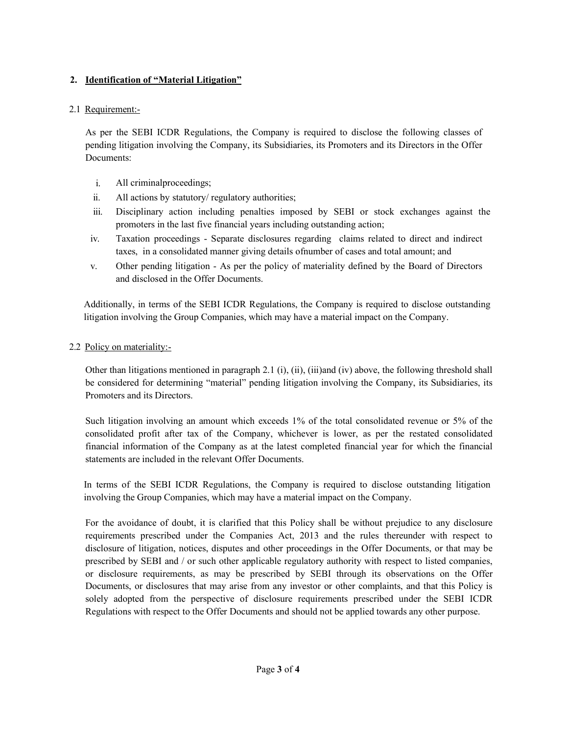## 2. Identification of "Material Litigation"

2.1 Requirement:-

As per the SEBI ICDR Regulations, the Company is required to disclose the following classes of pending litigation involving the Company, its Subsidiaries, its Promoters and its Directors in the Offer Documents:

i. All criminalproceedings;
ii. All actions by statutory/ regulatory authorities;
iii. Disciplinary action including penalties imposed by SEBI or stock exchanges against the promoters in the last five financial years including outstanding action;
iv. Taxation proceedings - Separate disclosures regarding claims related to direct and indirect taxes, in a consolidated manner giving details ofnumber of cases and total amount; and
v. Other pending litigation - As per the policy of materiality defined by the Board of Directors and disclosed in the Offer Documents.

Additionally, in terms of the SEBI ICDR Regulations, the Company is required to disclose outstanding litigation involving the Group Companies, which may have a material impact on the Company.

2.2 Policy on materiality:-

Other than litigations mentioned in paragraph 2.1 (i), (ii), (iii)and (iv) above, the following threshold shall be considered for determining "material" pending litigation involving the Company, its Subsidiaries, its Promoters and its Directors.

Such litigation involving an amount which exceeds 1% of the total consolidated revenue or 5% of the consolidated profit after tax of the Company, whichever is lower, as per the restated consolidated financial information of the Company as at the latest completed financial year for which the financial statements are included in the relevant Offer Documents.

In terms of the SEBI ICDR Regulations, the Company is required to disclose outstanding litigation involving the Group Companies, which may have a material impact on the Company.

For the avoidance of doubt, it is clarified that this Policy shall be without prejudice to any disclosure requirements prescribed under the Companies Act, 2013 and the rules thereunder with respect to disclosure of litigation, notices, disputes and other proceedings in the Offer Documents, or that may be prescribed by SEBI and / or such other applicable regulatory authority with respect to listed companies, or disclosure requirements, as may be prescribed by SEBI through its observations on the Offer Documents, or disclosures that may arise from any investor or other complaints, and that this Policy is solely adopted from the perspective of disclosure requirements prescribed under the SEBI ICDR Regulations with respect to the Offer Documents and should not be applied towards any other purpose.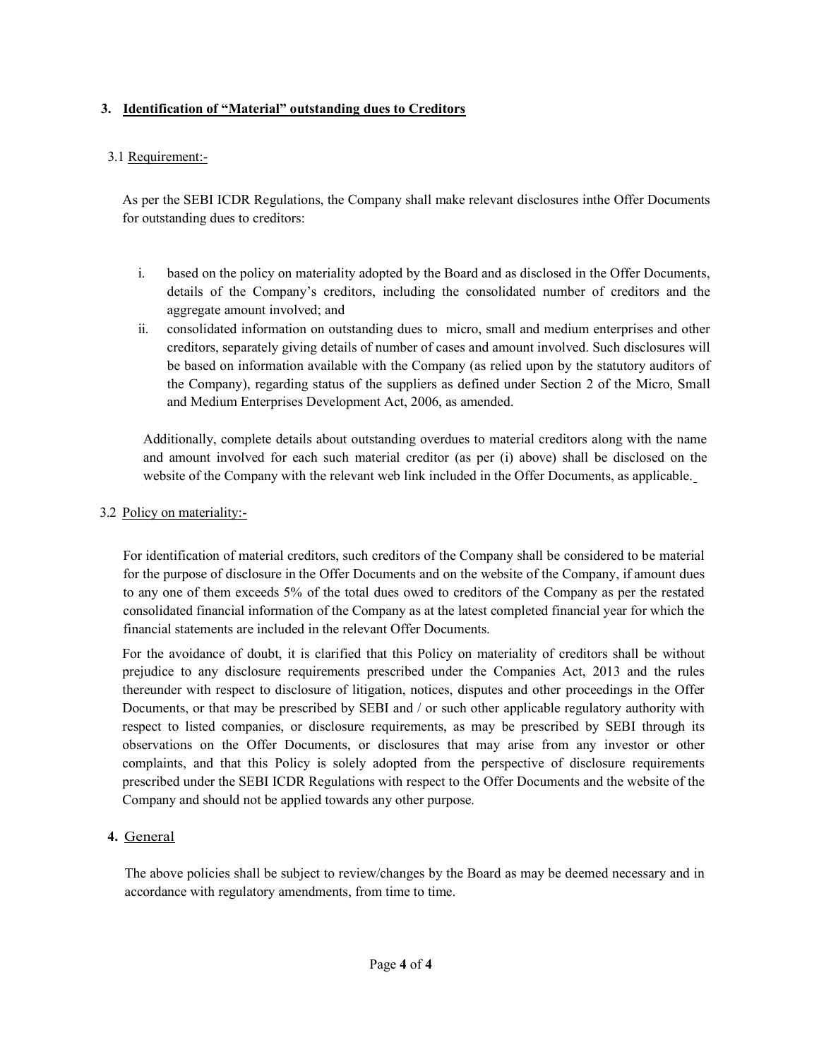## 3. Identification of "Material" outstanding dues to Creditors

### 3.1 Requirement:-

As per the SEBI ICDR Regulations, the Company shall make relevant disclosures inthe Offer Documents for outstanding dues to creditors:

i. based on the policy on materiality adopted by the Board and as disclosed in the Offer Documents, details of the Company's creditors, including the consolidated number of creditors and the aggregate amount involved; and
ii. consolidated information on outstanding dues to micro, small and medium enterprises and other creditors, separately giving details of number of cases and amount involved. Such disclosures will be based on information available with the Company (as relied upon by the statutory auditors of the Company), regarding status of the suppliers as defined under Section 2 of the Micro, Small and Medium Enterprises Development Act, 2006, as amended.

Additionally, complete details about outstanding overdues to material creditors along with the name and amount involved for each such material creditor (as per (i) above) shall be disclosed on the website of the Company with the relevant web link included in the Offer Documents, as applicable.

### 3.2 Policy on materiality:-

For identification of material creditors, such creditors of the Company shall be considered to be material for the purpose of disclosure in the Offer Documents and on the website of the Company, if amount dues to any one of them exceeds 5% of the total dues owed to creditors of the Company as per the restated consolidated financial information of the Company as at the latest completed financial year for which the financial statements are included in the relevant Offer Documents.

For the avoidance of doubt, it is clarified that this Policy on materiality of creditors shall be without prejudice to any disclosure requirements prescribed under the Companies Act, 2013 and the rules thereunder with respect to disclosure of litigation, notices, disputes and other proceedings in the Offer Documents, or that may be prescribed by SEBI and / or such other applicable regulatory authority with respect to listed companies, or disclosure requirements, as may be prescribed by SEBI through its observations on the Offer Documents, or disclosures that may arise from any investor or other complaints, and that this Policy is solely adopted from the perspective of disclosure requirements prescribed under the SEBI ICDR Regulations with respect to the Offer Documents and the website of the Company and should not be applied towards any other purpose.

## 4. General

The above policies shall be subject to review/changes by the Board as may be deemed necessary and in accordance with regulatory amendments, from time to time.